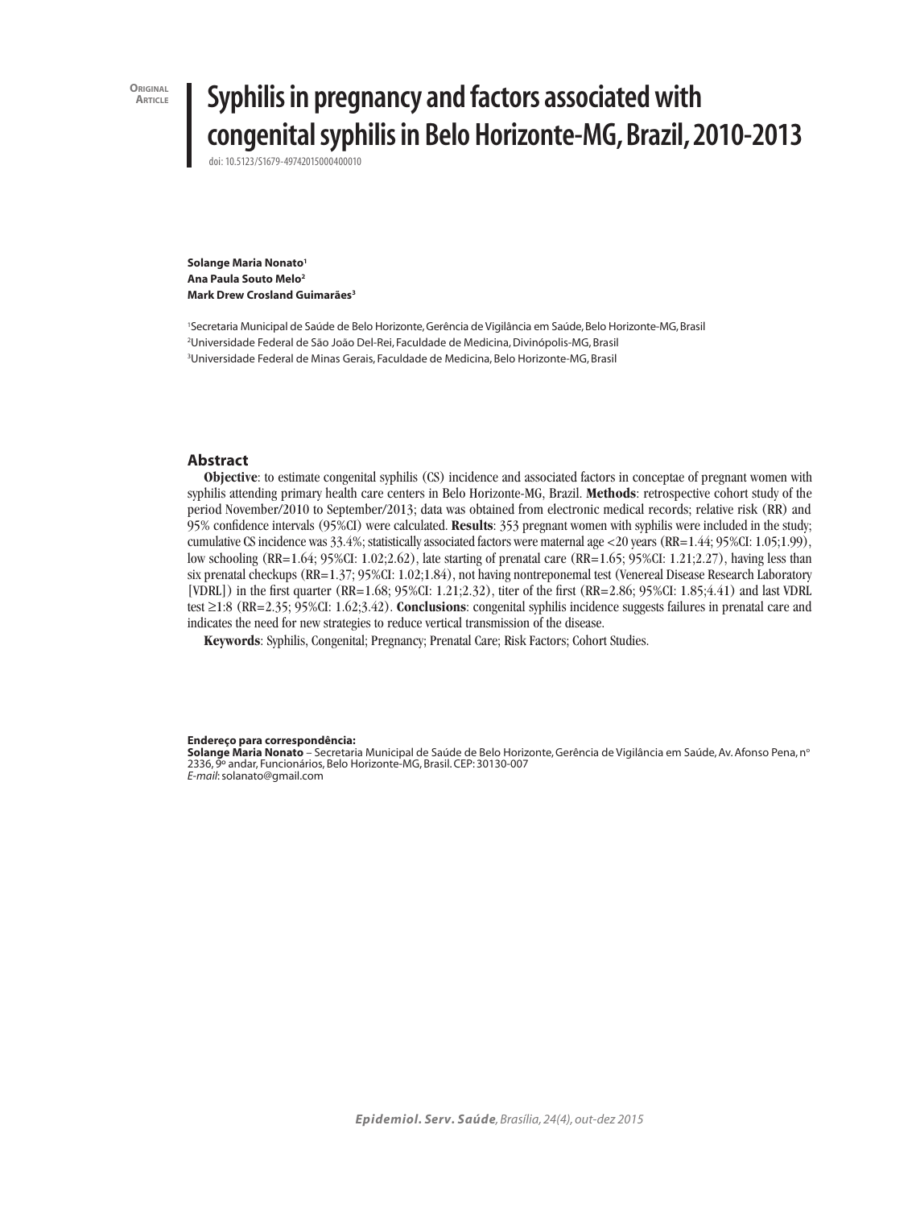Original Article

# Syphilis in pregnancy and factors associated with congenital syphilis in Belo Horizonte-MG, Brazil, 2010-2013

doi: 10.5123/S1679-49742015000400010

**Solange Maria Nonato**[1]
**Ana Paula Souto Melo**[2]
**Mark Drew Crosland Guimarães**[3]

[1]Secretaria Municipal de Saúde de Belo Horizonte, Gerência de Vigilância em Saúde, Belo Horizonte-MG, Brasil
[2]Universidade Federal de São João Del-Rei, Faculdade de Medicina, Divinópolis-MG, Brasil
[3]Universidade Federal de Minas Gerais, Faculdade de Medicina, Belo Horizonte-MG, Brasil

## Abstract

**Objective**: to estimate congenital syphilis (CS) incidence and associated factors in conceptae of pregnant women with syphilis attending primary health care centers in Belo Horizonte-MG, Brazil. **Methods**: retrospective cohort study of the period November/2010 to September/2013; data was obtained from electronic medical records; relative risk (RR) and 95% confidence intervals (95%CI) were calculated. **Results**: 353 pregnant women with syphilis were included in the study; cumulative CS incidence was 33.4%; statistically associated factors were maternal age <20 years (RR=1.44; 95%CI: 1.05;1.99), low schooling (RR=1.64; 95%CI: 1.02;2.62), late starting of prenatal care (RR=1.65; 95%CI: 1.21;2.27), having less than six prenatal checkups (RR=1.37; 95%CI: 1.02;1.84), not having nontreponemal test (Venereal Disease Research Laboratory [VDRL]) in the first quarter (RR=1.68; 95%CI: 1.21;2.32), titer of the first (RR=2.86; 95%CI: 1.85;4.41) and last VDRL test ≥1:8 (RR=2.35; 95%CI: 1.62;3.42). **Conclusions**: congenital syphilis incidence suggests failures in prenatal care and indicates the need for new strategies to reduce vertical transmission of the disease.

**Keywords**: Syphilis, Congenital; Pregnancy; Prenatal Care; Risk Factors; Cohort Studies.

**Endereço para correspondência:**
**Solange Maria Nonato** – Secretaria Municipal de Saúde de Belo Horizonte, Gerência de Vigilância em Saúde, Av. Afonso Pena, nº 2336, 9º andar, Funcionários, Belo Horizonte-MG, Brasil. CEP: 30130-007
*E-mail*: solanato@gmail.com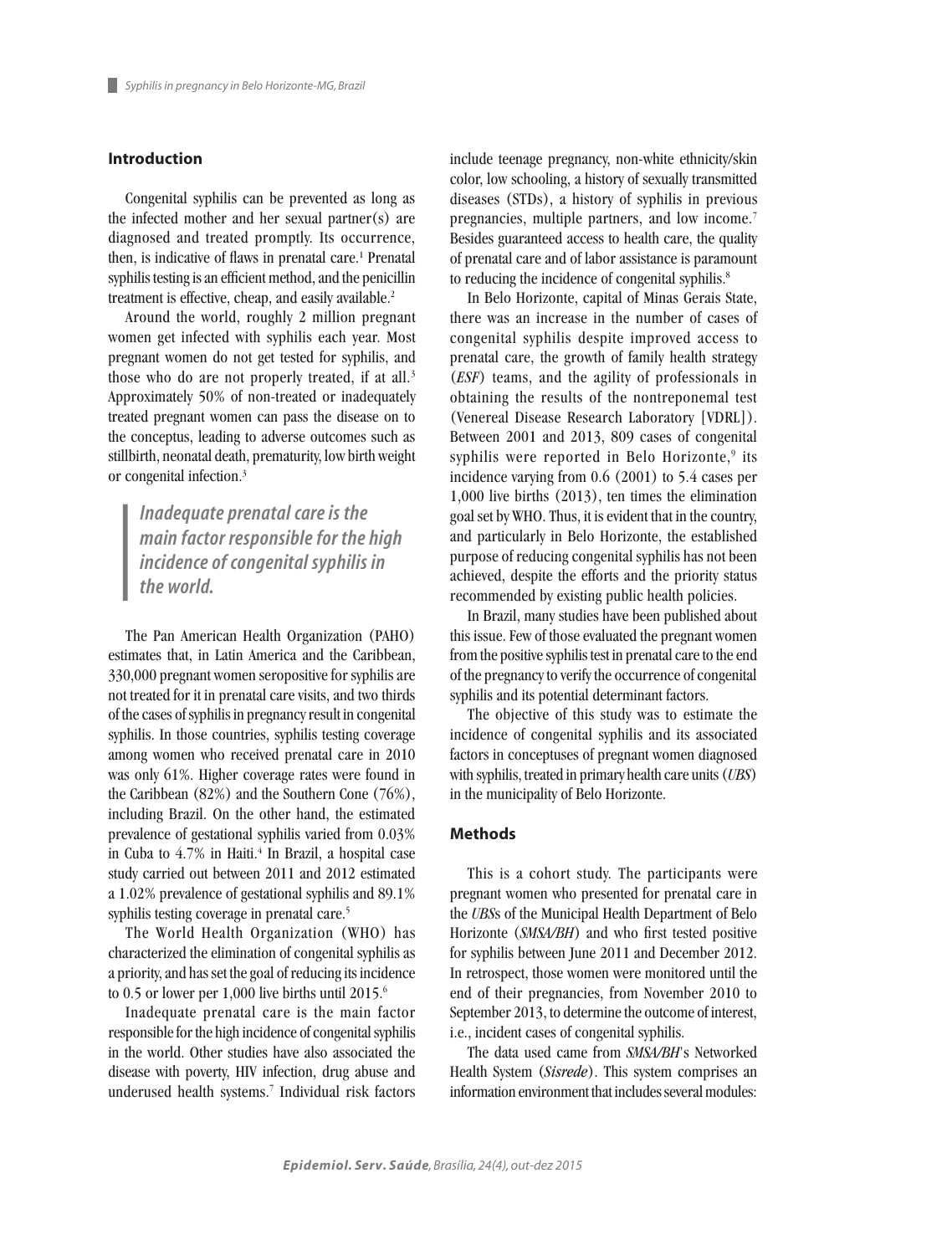## Introduction

Congenital syphilis can be prevented as long as the infected mother and her sexual partner(s) are diagnosed and treated promptly. Its occurrence, then, is indicative of flaws in prenatal care.[1] Prenatal syphilis testing is an efficient method, and the penicillin treatment is effective, cheap, and easily available.[2]

Around the world, roughly 2 million pregnant women get infected with syphilis each year. Most pregnant women do not get tested for syphilis, and those who do are not properly treated, if at all.[3] Approximately 50% of non-treated or inadequately treated pregnant women can pass the disease on to the conceptus, leading to adverse outcomes such as stillbirth, neonatal death, prematurity, low birth weight or congenital infection.[3]

> *Inadequate prenatal care is the main factor responsible for the high incidence of congenital syphilis in the world.*

The Pan American Health Organization (PAHO) estimates that, in Latin America and the Caribbean, 330,000 pregnant women seropositive for syphilis are not treated for it in prenatal care visits, and two thirds of the cases of syphilis in pregnancy result in congenital syphilis. In those countries, syphilis testing coverage among women who received prenatal care in 2010 was only 61%. Higher coverage rates were found in the Caribbean (82%) and the Southern Cone (76%), including Brazil. On the other hand, the estimated prevalence of gestational syphilis varied from 0.03% in Cuba to 4.7% in Haiti.[4] In Brazil, a hospital case study carried out between 2011 and 2012 estimated a 1.02% prevalence of gestational syphilis and 89.1% syphilis testing coverage in prenatal care.[5]

The World Health Organization (WHO) has characterized the elimination of congenital syphilis as a priority, and has set the goal of reducing its incidence to 0.5 or lower per 1,000 live births until 2015.[6]

Inadequate prenatal care is the main factor responsible for the high incidence of congenital syphilis in the world. Other studies have also associated the disease with poverty, HIV infection, drug abuse and underused health systems.[7] Individual risk factors include teenage pregnancy, non-white ethnicity/skin color, low schooling, a history of sexually transmitted diseases (STDs), a history of syphilis in previous pregnancies, multiple partners, and low income.[7] Besides guaranteed access to health care, the quality of prenatal care and of labor assistance is paramount to reducing the incidence of congenital syphilis.[8]

In Belo Horizonte, capital of Minas Gerais State, there was an increase in the number of cases of congenital syphilis despite improved access to prenatal care, the growth of family health strategy (*ESF*) teams, and the agility of professionals in obtaining the results of the nontreponemal test (Venereal Disease Research Laboratory [VDRL]). Between 2001 and 2013, 809 cases of congenital syphilis were reported in Belo Horizonte,[9] its incidence varying from 0.6 (2001) to 5.4 cases per 1,000 live births (2013), ten times the elimination goal set by WHO. Thus, it is evident that in the country, and particularly in Belo Horizonte, the established purpose of reducing congenital syphilis has not been achieved, despite the efforts and the priority status recommended by existing public health policies.

In Brazil, many studies have been published about this issue. Few of those evaluated the pregnant women from the positive syphilis test in prenatal care to the end of the pregnancy to verify the occurrence of congenital syphilis and its potential determinant factors.

The objective of this study was to estimate the incidence of congenital syphilis and its associated factors in conceptuses of pregnant women diagnosed with syphilis, treated in primary health care units (*UBS*) in the municipality of Belo Horizonte.

## Methods

This is a cohort study. The participants were pregnant women who presented for prenatal care in the *UBS*s of the Municipal Health Department of Belo Horizonte (*SMSA/BH*) and who first tested positive for syphilis between June 2011 and December 2012. In retrospect, those women were monitored until the end of their pregnancies, from November 2010 to September 2013, to determine the outcome of interest, i.e., incident cases of congenital syphilis.

The data used came from *SMSA/BH*'s Networked Health System (*Sisrede*). This system comprises an information environment that includes several modules: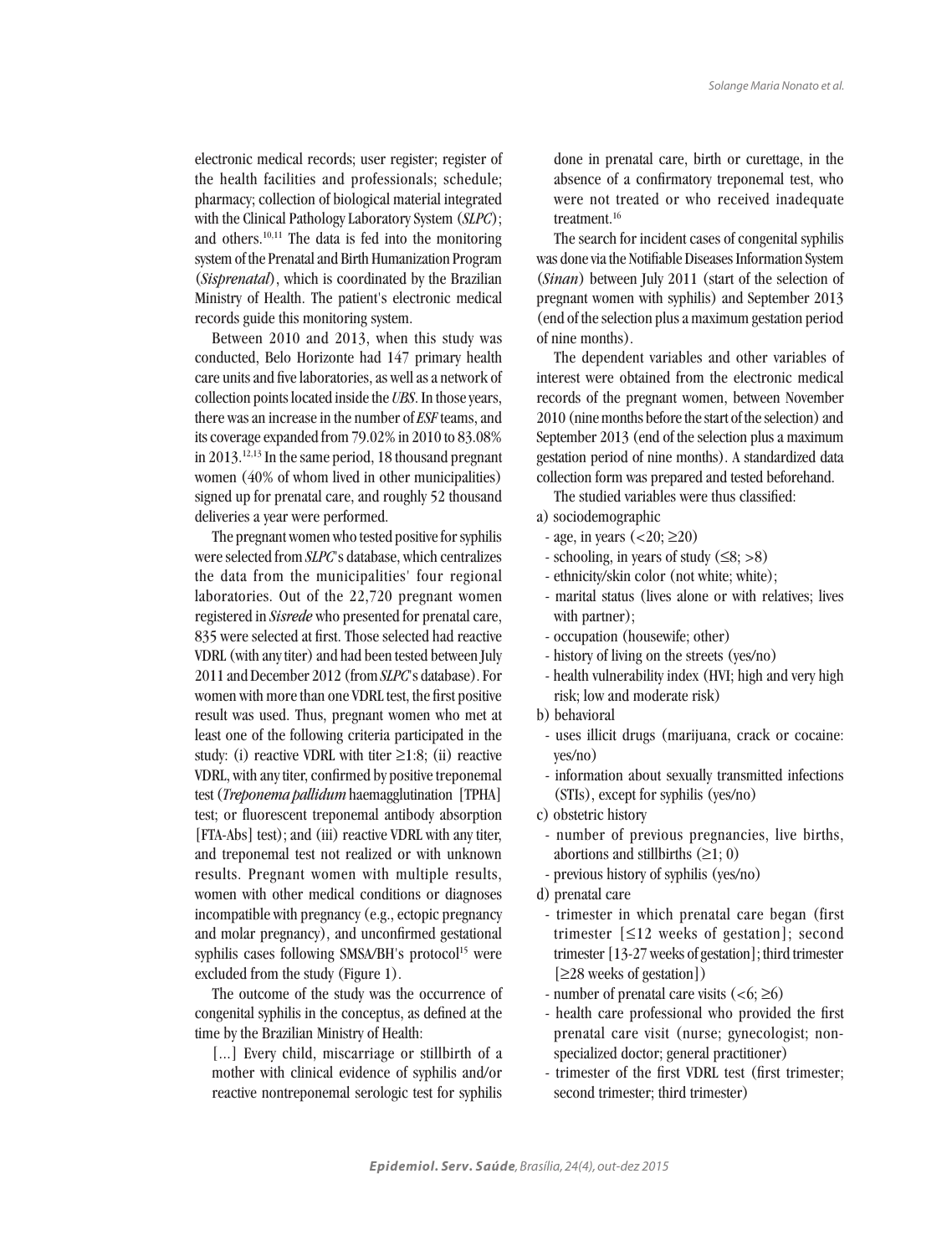electronic medical records; user register; register of the health facilities and professionals; schedule; pharmacy; collection of biological material integrated with the Clinical Pathology Laboratory System (*SLPC*); and others.[10,11] The data is fed into the monitoring system of the Prenatal and Birth Humanization Program (*Sisprenatal*), which is coordinated by the Brazilian Ministry of Health. The patient's electronic medical records guide this monitoring system.

Between 2010 and 2013, when this study was conducted, Belo Horizonte had 147 primary health care units and five laboratories, as well as a network of collection points located inside the *UBS*. In those years, there was an increase in the number of *ESF* teams, and its coverage expanded from 79.02% in 2010 to 83.08% in 2013.[12,13] In the same period, 18 thousand pregnant women (40% of whom lived in other municipalities) signed up for prenatal care, and roughly 52 thousand deliveries a year were performed.

The pregnant women who tested positive for syphilis were selected from *SLPC*'s database, which centralizes the data from the municipalities' four regional laboratories. Out of the 22,720 pregnant women registered in *Sisrede* who presented for prenatal care, 835 were selected at first. Those selected had reactive VDRL (with any titer) and had been tested between July 2011 and December 2012 (from *SLPC*'s database). For women with more than one VDRL test, the first positive result was used. Thus, pregnant women who met at least one of the following criteria participated in the study: (i) reactive VDRL with titer ≥1:8; (ii) reactive VDRL, with any titer, confirmed by positive treponemal test (*Treponema pallidum* haemagglutination [TPHA] test; or fluorescent treponemal antibody absorption [FTA-Abs] test); and (iii) reactive VDRL with any titer, and treponemal test not realized or with unknown results. Pregnant women with multiple results, women with other medical conditions or diagnoses incompatible with pregnancy (e.g., ectopic pregnancy and molar pregnancy), and unconfirmed gestational syphilis cases following SMSA/BH's protocol[15] were excluded from the study (Figure 1).

The outcome of the study was the occurrence of congenital syphilis in the conceptus, as defined at the time by the Brazilian Ministry of Health:

> [...] Every child, miscarriage or stillbirth of a mother with clinical evidence of syphilis and/or reactive nontreponemal serologic test for syphilis done in prenatal care, birth or curettage, in the absence of a confirmatory treponemal test, who were not treated or who received inadequate treatment.[16]

The search for incident cases of congenital syphilis was done via the Notifiable Diseases Information System (*Sinan*) between July 2011 (start of the selection of pregnant women with syphilis) and September 2013 (end of the selection plus a maximum gestation period of nine months).

The dependent variables and other variables of interest were obtained from the electronic medical records of the pregnant women, between November 2010 (nine months before the start of the selection) and September 2013 (end of the selection plus a maximum gestation period of nine months). A standardized data collection form was prepared and tested beforehand.

The studied variables were thus classified:

a) sociodemographic
  - age, in years (<20; ≥20)
  - schooling, in years of study (≤8; >8)
  - ethnicity/skin color (not white; white);
  - marital status (lives alone or with relatives; lives with partner);
  - occupation (housewife; other)
  - history of living on the streets (yes/no)
  - health vulnerability index (HVI; high and very high risk; low and moderate risk)

b) behavioral
  - uses illicit drugs (marijuana, crack or cocaine: yes/no)
  - information about sexually transmitted infections (STIs), except for syphilis (yes/no)

c) obstetric history
  - number of previous pregnancies, live births, abortions and stillbirths (≥1; 0)
  - previous history of syphilis (yes/no)

d) prenatal care
  - trimester in which prenatal care began (first trimester [≤12 weeks of gestation]; second trimester [13-27 weeks of gestation]; third trimester [≥28 weeks of gestation])
  - number of prenatal care visits (<6; ≥6)
  - health care professional who provided the first prenatal care visit (nurse; gynecologist; non-specialized doctor; general practitioner)
  - trimester of the first VDRL test (first trimester; second trimester; third trimester)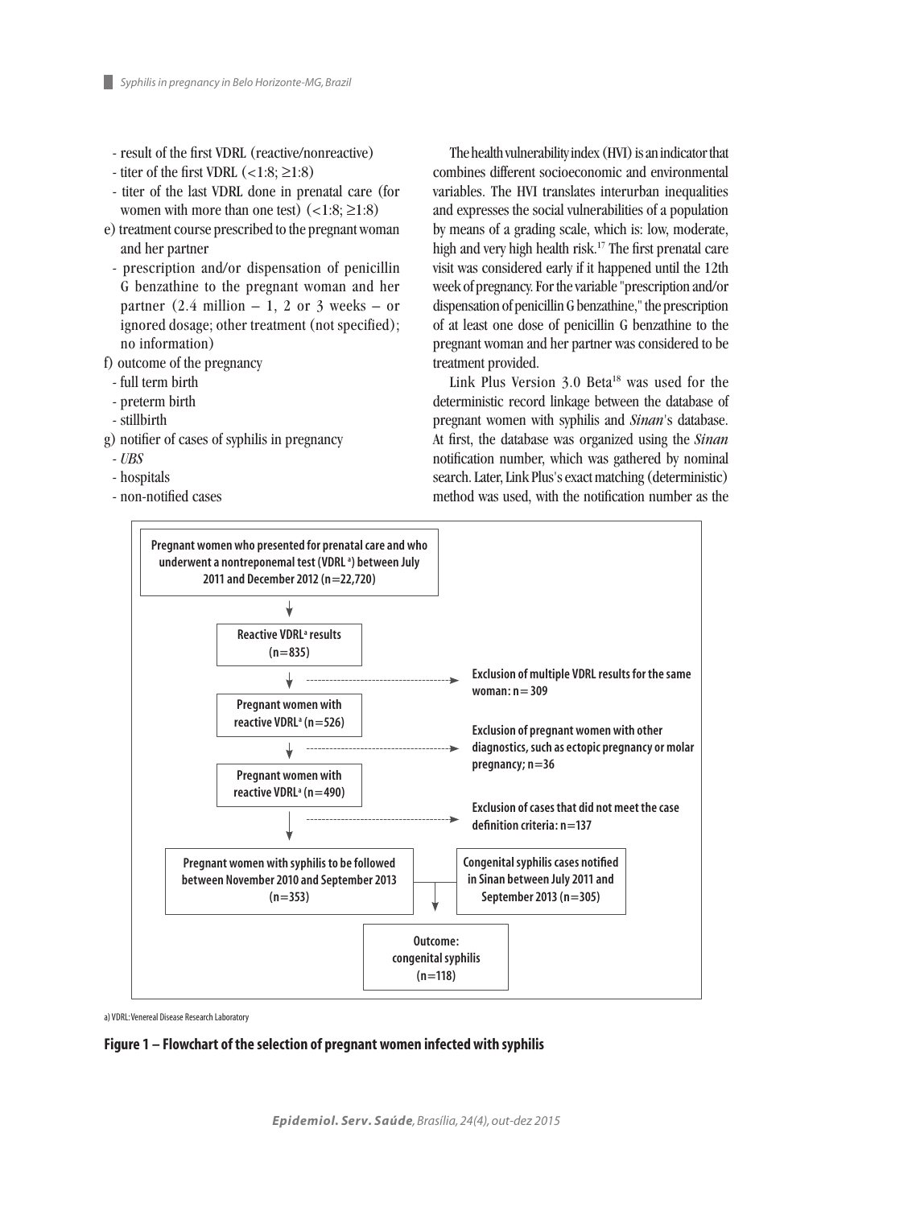- result of the first VDRL (reactive/nonreactive)
- titer of the first VDRL (<1:8; ≥1:8)
- titer of the last VDRL done in prenatal care (for women with more than one test) (<1:8; ≥1:8)

e) treatment course prescribed to the pregnant woman and her partner
- prescription and/or dispensation of penicillin G benzathine to the pregnant woman and her partner (2.4 million – 1, 2 or 3 weeks – or ignored dosage; other treatment (not specified); no information)

f) outcome of the pregnancy
- full term birth
- preterm birth
- stillbirth

g) notifier of cases of syphilis in pregnancy
- *UBS*
- hospitals
- non-notified cases

The health vulnerability index (HVI) is an indicator that combines different socioeconomic and environmental variables. The HVI translates interurban inequalities and expresses the social vulnerabilities of a population by means of a grading scale, which is: low, moderate, high and very high health risk.[17] The first prenatal care visit was considered early if it happened until the 12th week of pregnancy. For the variable "prescription and/or dispensation of penicillin G benzathine," the prescription of at least one dose of penicillin G benzathine to the pregnant woman and her partner was considered to be treatment provided.

Link Plus Version 3.0 Beta[18] was used for the deterministic record linkage between the database of pregnant women with syphilis and *Sinan*'s database. At first, the database was organized using the *Sinan* notification number, which was gathered by nominal search. Later, Link Plus's exact matching (deterministic) method was used, with the notification number as the

Pregnant women who presented for prenatal care and who underwent a nontreponemal test (VDRL [a]) between July 2011 and December 2012 (n=22,720)

↓

Reactive VDRL[a] results (n=835)

→ Exclusion of multiple VDRL results for the same woman: n= 309

↓

Pregnant women with reactive VDRL[a] (n=526)

→ Exclusion of pregnant women with other diagnostics, such as ectopic pregnancy or molar pregnancy; n=36

↓

Pregnant women with reactive VDRL[a] (n=490)

→ Exclusion of cases that did not meet the case definition criteria: n=137

↓

Pregnant women with syphilis to be followed between November 2010 and September 2013 (n=353) — Congenital syphilis cases notified in Sinan between July 2011 and September 2013 (n=305)

↓

Outcome: congenital syphilis (n=118)

a) VDRL: Venereal Disease Research Laboratory

**Figure 1 – Flowchart of the selection of pregnant women infected with syphilis**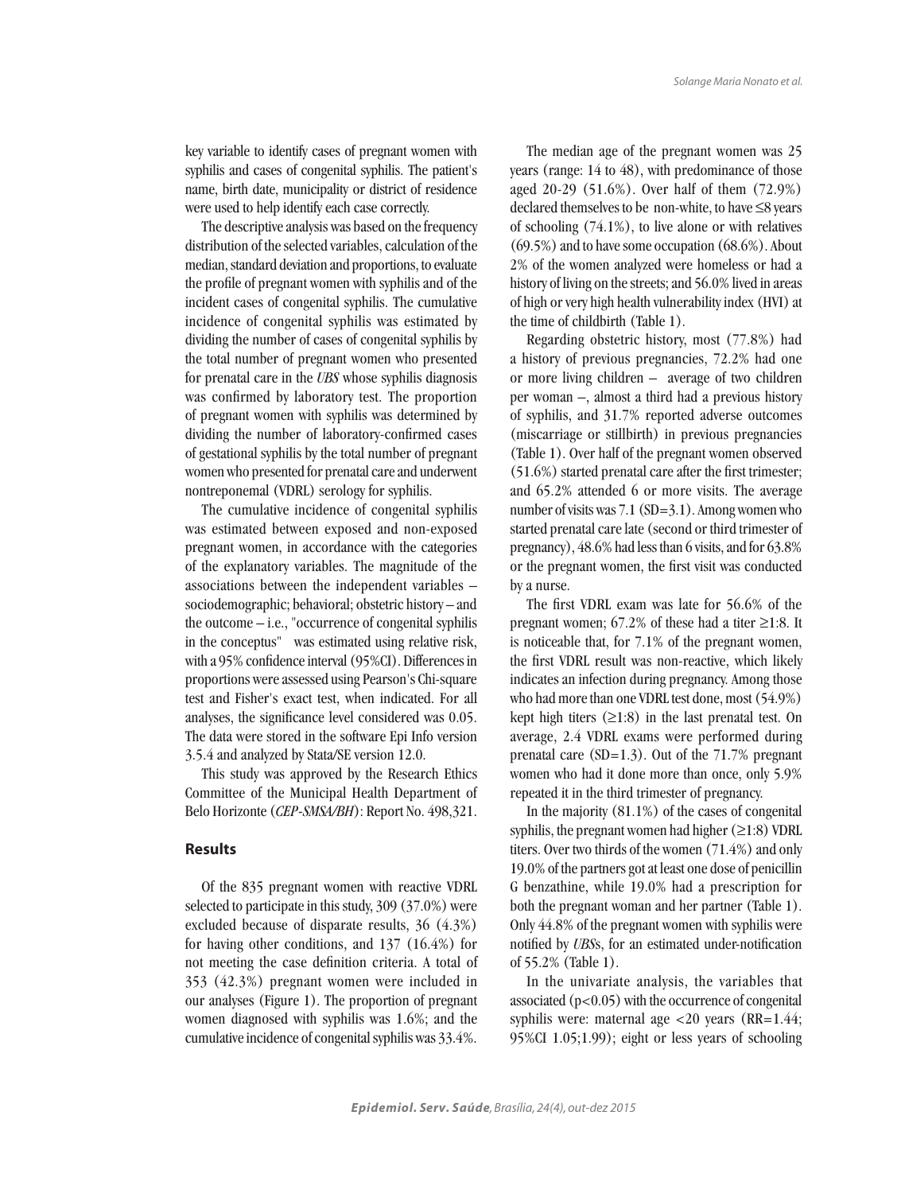key variable to identify cases of pregnant women with syphilis and cases of congenital syphilis. The patient's name, birth date, municipality or district of residence were used to help identify each case correctly.

The descriptive analysis was based on the frequency distribution of the selected variables, calculation of the median, standard deviation and proportions, to evaluate the profile of pregnant women with syphilis and of the incident cases of congenital syphilis. The cumulative incidence of congenital syphilis was estimated by dividing the number of cases of congenital syphilis by the total number of pregnant women who presented for prenatal care in the *UBS* whose syphilis diagnosis was confirmed by laboratory test. The proportion of pregnant women with syphilis was determined by dividing the number of laboratory-confirmed cases of gestational syphilis by the total number of pregnant women who presented for prenatal care and underwent nontreponemal (VDRL) serology for syphilis.

The cumulative incidence of congenital syphilis was estimated between exposed and non-exposed pregnant women, in accordance with the categories of the explanatory variables. The magnitude of the associations between the independent variables – sociodemographic; behavioral; obstetric history – and the outcome – i.e., "occurrence of congenital syphilis in the conceptus" was estimated using relative risk, with a 95% confidence interval (95%CI). Differences in proportions were assessed using Pearson's Chi-square test and Fisher's exact test, when indicated. For all analyses, the significance level considered was 0.05. The data were stored in the software Epi Info version 3.5.4 and analyzed by Stata/SE version 12.0.

This study was approved by the Research Ethics Committee of the Municipal Health Department of Belo Horizonte (*CEP-SMSA/BH*): Report No. 498,321.

## Results

Of the 835 pregnant women with reactive VDRL selected to participate in this study, 309 (37.0%) were excluded because of disparate results, 36 (4.3%) for having other conditions, and 137 (16.4%) for not meeting the case definition criteria. A total of 353 (42.3%) pregnant women were included in our analyses (Figure 1). The proportion of pregnant women diagnosed with syphilis was 1.6%; and the cumulative incidence of congenital syphilis was 33.4%.

The median age of the pregnant women was 25 years (range: 14 to 48), with predominance of those aged 20-29 (51.6%). Over half of them (72.9%) declared themselves to be non-white, to have ≤8 years of schooling (74.1%), to live alone or with relatives (69.5%) and to have some occupation (68.6%). About 2% of the women analyzed were homeless or had a history of living on the streets; and 56.0% lived in areas of high or very high health vulnerability index (HVI) at the time of childbirth (Table 1).

Regarding obstetric history, most (77.8%) had a history of previous pregnancies, 72.2% had one or more living children – average of two children per woman –, almost a third had a previous history of syphilis, and 31.7% reported adverse outcomes (miscarriage or stillbirth) in previous pregnancies (Table 1). Over half of the pregnant women observed (51.6%) started prenatal care after the first trimester; and 65.2% attended 6 or more visits. The average number of visits was 7.1 (SD=3.1). Among women who started prenatal care late (second or third trimester of pregnancy), 48.6% had less than 6 visits, and for 63.8% or the pregnant women, the first visit was conducted by a nurse.

The first VDRL exam was late for 56.6% of the pregnant women; 67.2% of these had a titer ≥1:8. It is noticeable that, for 7.1% of the pregnant women, the first VDRL result was non-reactive, which likely indicates an infection during pregnancy. Among those who had more than one VDRL test done, most (54.9%) kept high titers (≥1:8) in the last prenatal test. On average, 2.4 VDRL exams were performed during prenatal care (SD=1.3). Out of the 71.7% pregnant women who had it done more than once, only 5.9% repeated it in the third trimester of pregnancy.

In the majority (81.1%) of the cases of congenital syphilis, the pregnant women had higher (≥1:8) VDRL titers. Over two thirds of the women (71.4%) and only 19.0% of the partners got at least one dose of penicillin G benzathine, while 19.0% had a prescription for both the pregnant woman and her partner (Table 1). Only 44.8% of the pregnant women with syphilis were notified by *UBS*s, for an estimated under-notification of 55.2% (Table 1).

In the univariate analysis, the variables that associated ($p<0.05$) with the occurrence of congenital syphilis were: maternal age <20 years (RR=1.44; 95%CI 1.05;1.99); eight or less years of schooling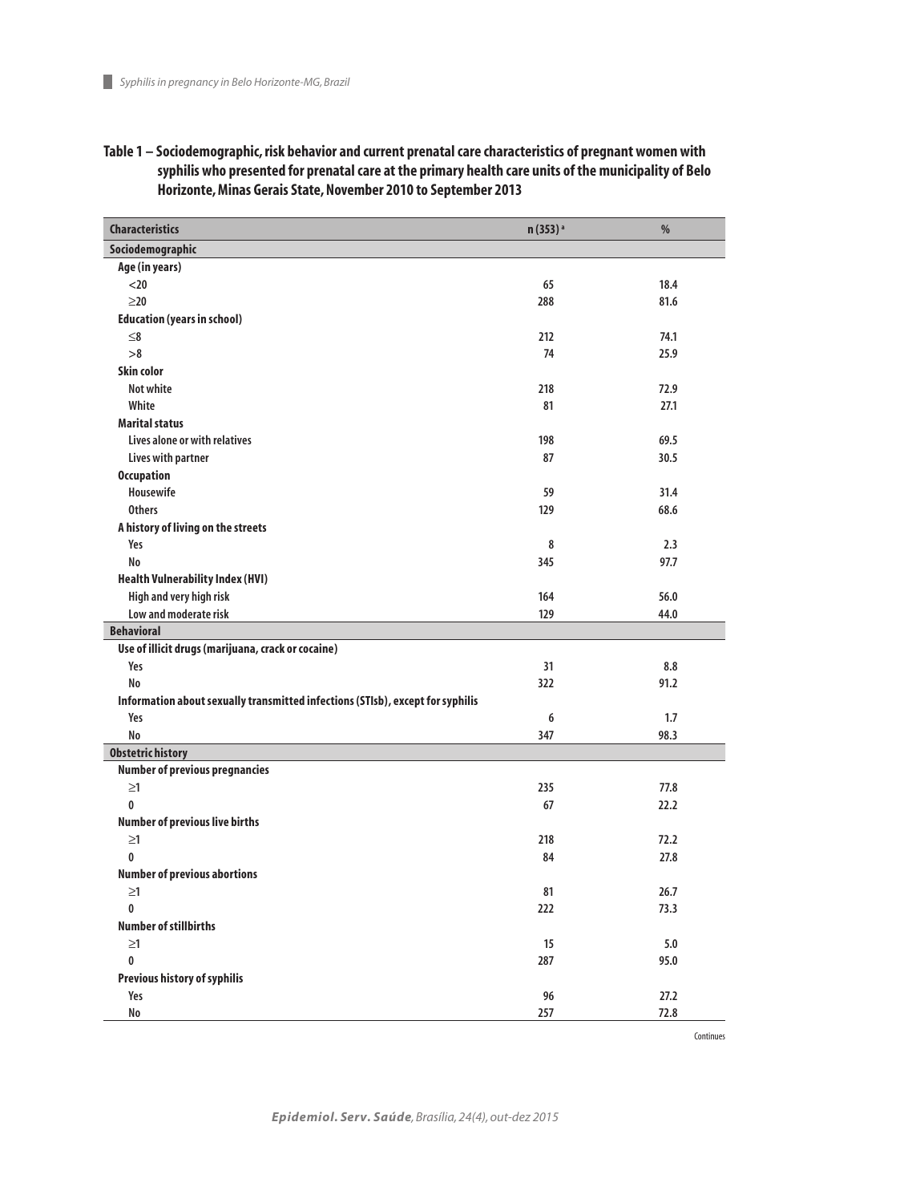**Table 1 – Sociodemographic, risk behavior and current prenatal care characteristics of pregnant women with syphilis who presented for prenatal care at the primary health care units of the municipality of Belo Horizonte, Minas Gerais State, November 2010 to September 2013**

| Characteristics | n (353) [a] | % |
|---|---|---|
| **Sociodemographic** | | |
| **Age (in years)** | | |
| <20 | 65 | 18.4 |
| ≥20 | 288 | 81.6 |
| **Education (years in school)** | | |
| ≤8 | 212 | 74.1 |
| >8 | 74 | 25.9 |
| **Skin color** | | |
| Not white | 218 | 72.9 |
| White | 81 | 27.1 |
| **Marital status** | | |
| Lives alone or with relatives | 198 | 69.5 |
| Lives with partner | 87 | 30.5 |
| **Occupation** | | |
| Housewife | 59 | 31.4 |
| Others | 129 | 68.6 |
| **A history of living on the streets** | | |
| Yes | 8 | 2.3 |
| No | 345 | 97.7 |
| **Health Vulnerability Index (HVI)** | | |
| High and very high risk | 164 | 56.0 |
| Low and moderate risk | 129 | 44.0 |
| **Behavioral** | | |
| **Use of illicit drugs (marijuana, crack or cocaine)** | | |
| Yes | 31 | 8.8 |
| No | 322 | 91.2 |
| **Information about sexually transmitted infections (STIsb), except for syphilis** | | |
| Yes | 6 | 1.7 |
| No | 347 | 98.3 |
| **Obstetric history** | | |
| **Number of previous pregnancies** | | |
| ≥1 | 235 | 77.8 |
| 0 | 67 | 22.2 |
| **Number of previous live births** | | |
| ≥1 | 218 | 72.2 |
| 0 | 84 | 27.8 |
| **Number of previous abortions** | | |
| ≥1 | 81 | 26.7 |
| 0 | 222 | 73.3 |
| **Number of stillbirths** | | |
| ≥1 | 15 | 5.0 |
| 0 | 287 | 95.0 |
| **Previous history of syphilis** | | |
| Yes | 96 | 27.2 |
| No | 257 | 72.8 |

Continues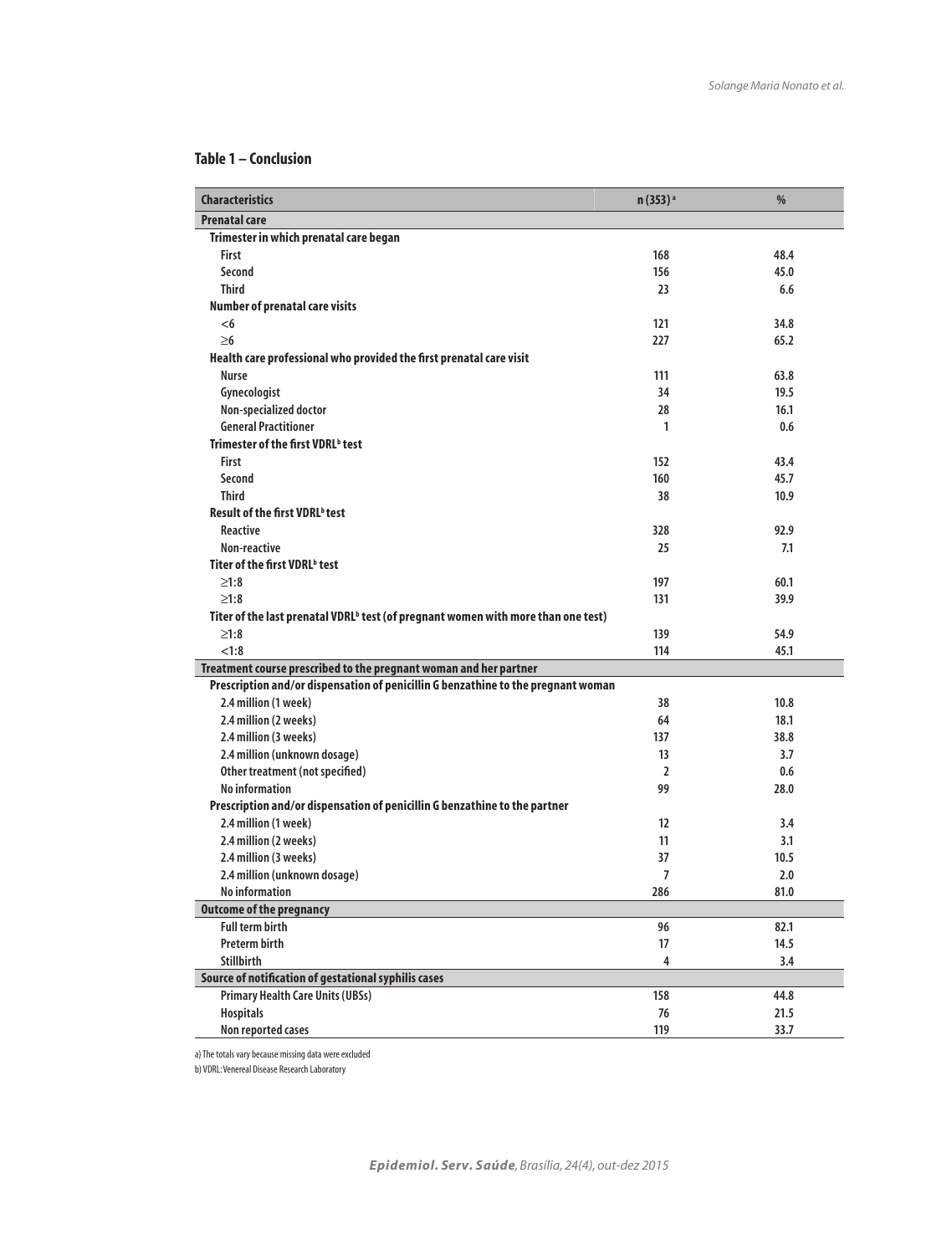**Table 1 – Conclusion**

| Characteristics | n (353) [a] | % |
|---|---|---|
| **Prenatal care** | | |
| **Trimester in which prenatal care began** | | |
| First | 168 | 48.4 |
| Second | 156 | 45.0 |
| Third | 23 | 6.6 |
| **Number of prenatal care visits** | | |
| <6 | 121 | 34.8 |
| ≥6 | 227 | 65.2 |
| **Health care professional who provided the first prenatal care visit** | | |
| Nurse | 111 | 63.8 |
| Gynecologist | 34 | 19.5 |
| Non-specialized doctor | 28 | 16.1 |
| General Practitioner | 1 | 0.6 |
| **Trimester of the first VDRL[b] test** | | |
| First | 152 | 43.4 |
| Second | 160 | 45.7 |
| Third | 38 | 10.9 |
| **Result of the first VDRL[b] test** | | |
| Reactive | 328 | 92.9 |
| Non-reactive | 25 | 7.1 |
| **Titer of the first VDRL[b] test** | | |
| ≥1:8 | 197 | 60.1 |
| ≥1:8 | 131 | 39.9 |
| **Titer of the last prenatal VDRL[b] test (of pregnant women with more than one test)** | | |
| ≥1:8 | 139 | 54.9 |
| <1:8 | 114 | 45.1 |
| **Treatment course prescribed to the pregnant woman and her partner** | | |
| **Prescription and/or dispensation of penicillin G benzathine to the pregnant woman** | | |
| 2.4 million (1 week) | 38 | 10.8 |
| 2.4 million (2 weeks) | 64 | 18.1 |
| 2.4 million (3 weeks) | 137 | 38.8 |
| 2.4 million (unknown dosage) | 13 | 3.7 |
| Other treatment (not specified) | 2 | 0.6 |
| No information | 99 | 28.0 |
| **Prescription and/or dispensation of penicillin G benzathine to the partner** | | |
| 2.4 million (1 week) | 12 | 3.4 |
| 2.4 million (2 weeks) | 11 | 3.1 |
| 2.4 million (3 weeks) | 37 | 10.5 |
| 2.4 million (unknown dosage) | 7 | 2.0 |
| No information | 286 | 81.0 |
| **Outcome of the pregnancy** | | |
| Full term birth | 96 | 82.1 |
| Preterm birth | 17 | 14.5 |
| Stillbirth | 4 | 3.4 |
| **Source of notification of gestational syphilis cases** | | |
| Primary Health Care Units (UBSs) | 158 | 44.8 |
| Hospitals | 76 | 21.5 |
| Non reported cases | 119 | 33.7 |

a) The totals vary because missing data were excluded

b) VDRL: Venereal Disease Research Laboratory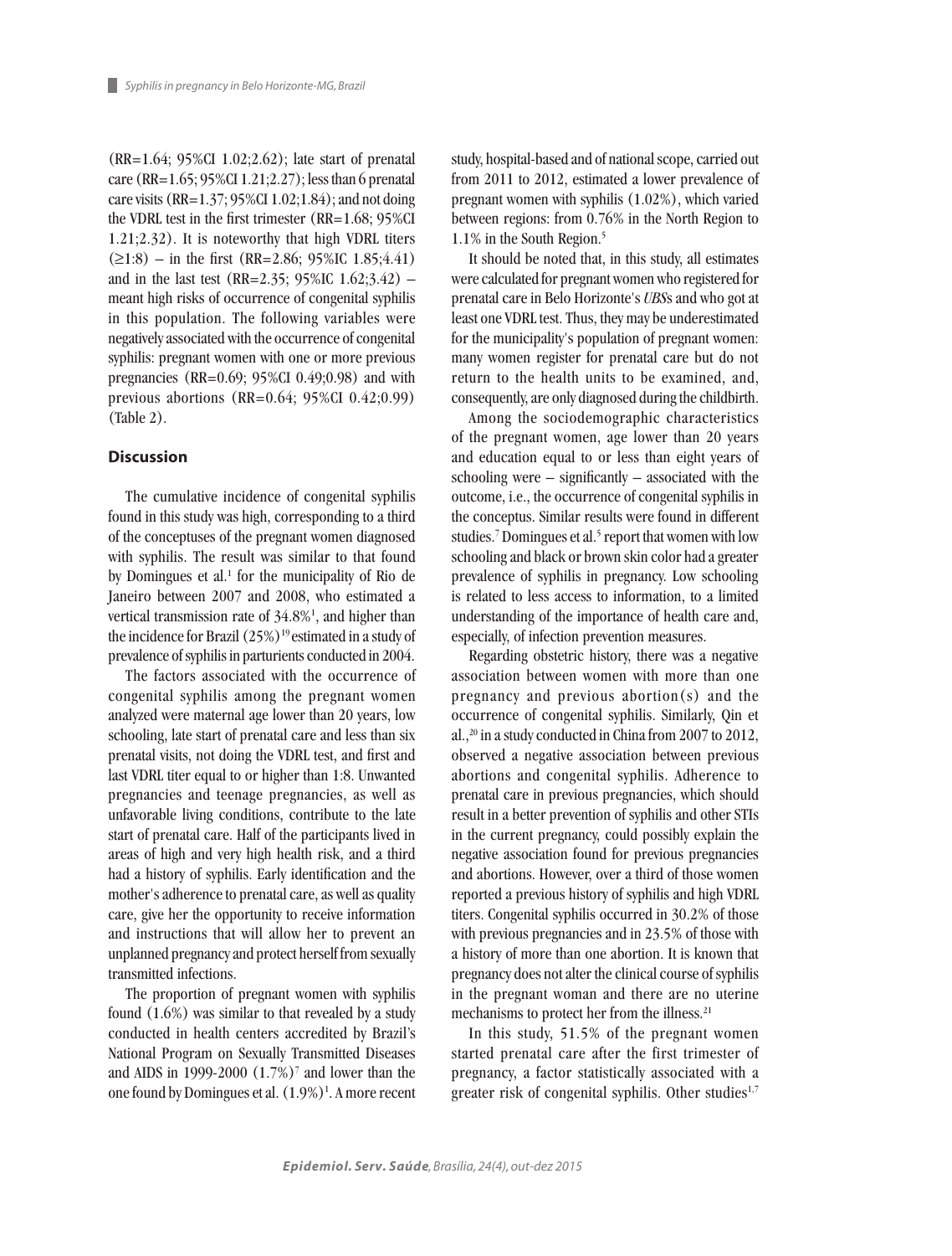(RR=1.64; 95%CI 1.02;2.62); late start of prenatal care (RR=1.65; 95%CI 1.21;2.27); less than 6 prenatal care visits (RR=1.37; 95%CI 1.02;1.84); and not doing the VDRL test in the first trimester (RR=1.68; 95%CI 1.21;2.32). It is noteworthy that high VDRL titers (≥1:8) – in the first (RR=2.86; 95%IC 1.85;4.41) and in the last test (RR=2.35; 95%IC 1.62;3.42) – meant high risks of occurrence of congenital syphilis in this population. The following variables were negatively associated with the occurrence of congenital syphilis: pregnant women with one or more previous pregnancies (RR=0.69; 95%CI 0.49;0.98) and with previous abortions (RR=0.64; 95%CI 0.42;0.99) (Table 2).

## Discussion

The cumulative incidence of congenital syphilis found in this study was high, corresponding to a third of the conceptuses of the pregnant women diagnosed with syphilis. The result was similar to that found by Domingues et al.[1] for the municipality of Rio de Janeiro between 2007 and 2008, who estimated a vertical transmission rate of 34.8%[1], and higher than the incidence for Brazil (25%)[19] estimated in a study of prevalence of syphilis in parturients conducted in 2004.

The factors associated with the occurrence of congenital syphilis among the pregnant women analyzed were maternal age lower than 20 years, low schooling, late start of prenatal care and less than six prenatal visits, not doing the VDRL test, and first and last VDRL titer equal to or higher than 1:8. Unwanted pregnancies and teenage pregnancies, as well as unfavorable living conditions, contribute to the late start of prenatal care. Half of the participants lived in areas of high and very high health risk, and a third had a history of syphilis. Early identification and the mother's adherence to prenatal care, as well as quality care, give her the opportunity to receive information and instructions that will allow her to prevent an unplanned pregnancy and protect herself from sexually transmitted infections.

The proportion of pregnant women with syphilis found (1.6%) was similar to that revealed by a study conducted in health centers accredited by Brazil's National Program on Sexually Transmitted Diseases and AIDS in 1999-2000 (1.7%)[7] and lower than the one found by Domingues et al. (1.9%)[1]. A more recent study, hospital-based and of national scope, carried out from 2011 to 2012, estimated a lower prevalence of pregnant women with syphilis (1.02%), which varied between regions: from 0.76% in the North Region to 1.1% in the South Region.[5]

It should be noted that, in this study, all estimates were calculated for pregnant women who registered for prenatal care in Belo Horizonte's *UBS*s and who got at least one VDRL test. Thus, they may be underestimated for the municipality's population of pregnant women: many women register for prenatal care but do not return to the health units to be examined, and, consequently, are only diagnosed during the childbirth.

Among the sociodemographic characteristics of the pregnant women, age lower than 20 years and education equal to or less than eight years of schooling were – significantly – associated with the outcome, i.e., the occurrence of congenital syphilis in the conceptus. Similar results were found in different studies.[7] Domingues et al.[5] report that women with low schooling and black or brown skin color had a greater prevalence of syphilis in pregnancy. Low schooling is related to less access to information, to a limited understanding of the importance of health care and, especially, of infection prevention measures.

Regarding obstetric history, there was a negative association between women with more than one pregnancy and previous abortion(s) and the occurrence of congenital syphilis. Similarly, Qin et al.,[20] in a study conducted in China from 2007 to 2012, observed a negative association between previous abortions and congenital syphilis. Adherence to prenatal care in previous pregnancies, which should result in a better prevention of syphilis and other STIs in the current pregnancy, could possibly explain the negative association found for previous pregnancies and abortions. However, over a third of those women reported a previous history of syphilis and high VDRL titers. Congenital syphilis occurred in 30.2% of those with previous pregnancies and in 23.5% of those with a history of more than one abortion. It is known that pregnancy does not alter the clinical course of syphilis in the pregnant woman and there are no uterine mechanisms to protect her from the illness.[21]

In this study, 51.5% of the pregnant women started prenatal care after the first trimester of pregnancy, a factor statistically associated with a greater risk of congenital syphilis. Other studies[1,7]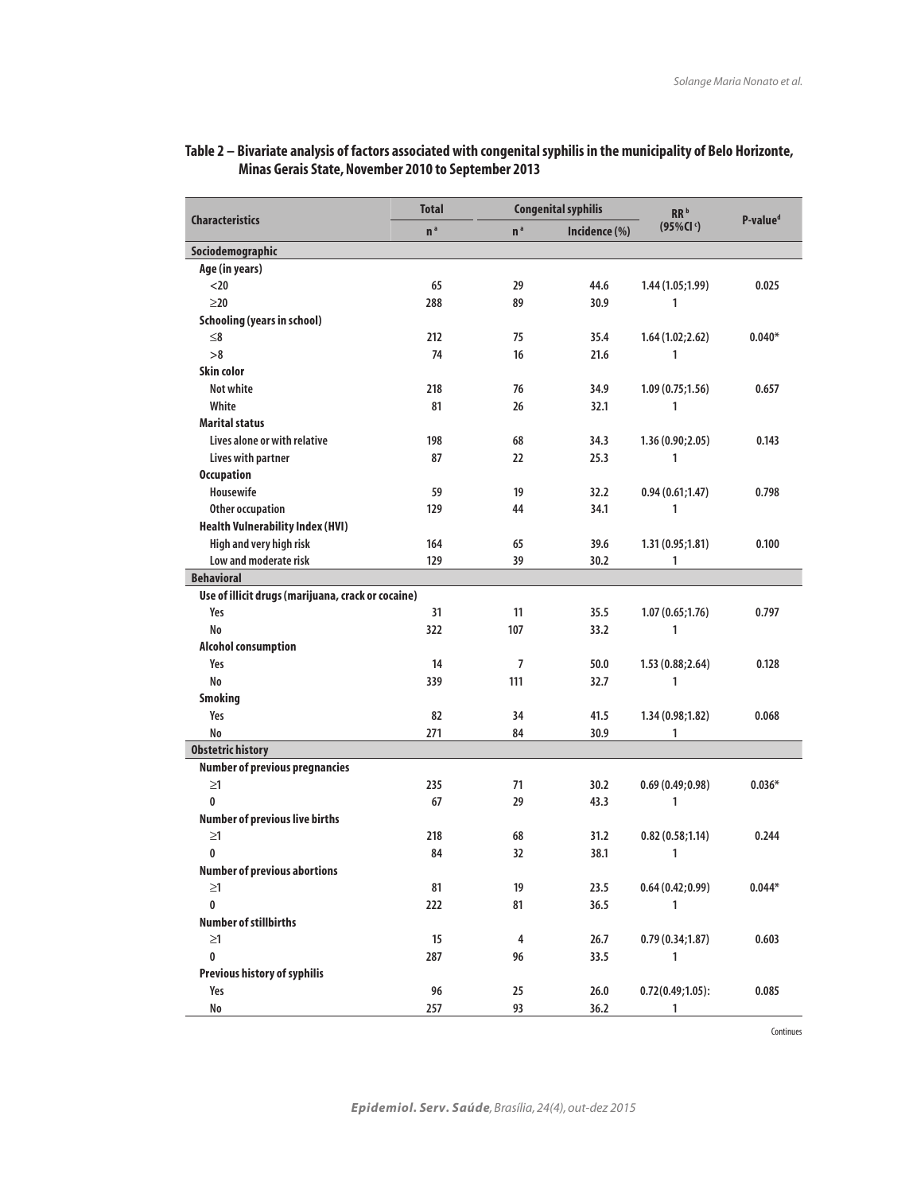**Table 2 – Bivariate analysis of factors associated with congenital syphilis in the municipality of Belo Horizonte, Minas Gerais State, November 2010 to September 2013**

| Characteristics | Total | Congenital syphilis | | RR[b] (95%CI[c]) | P-value[d] |
|---|---|---|---|---|---|
| | n[a] | n[a] | Incidence (%) | | |
| **Sociodemographic** | | | | | |
| **Age (in years)** | | | | | |
| <20 | 65 | 29 | 44.6 | 1.44 (1.05;1.99) | 0.025 |
| ≥20 | 288 | 89 | 30.9 | 1 | |
| **Schooling (years in school)** | | | | | |
| ≤8 | 212 | 75 | 35.4 | 1.64 (1.02;2.62) | 0.040* |
| >8 | 74 | 16 | 21.6 | 1 | |
| **Skin color** | | | | | |
| Not white | 218 | 76 | 34.9 | 1.09 (0.75;1.56) | 0.657 |
| White | 81 | 26 | 32.1 | 1 | |
| **Marital status** | | | | | |
| Lives alone or with relative | 198 | 68 | 34.3 | 1.36 (0.90;2.05) | 0.143 |
| Lives with partner | 87 | 22 | 25.3 | 1 | |
| **Occupation** | | | | | |
| Housewife | 59 | 19 | 32.2 | 0.94 (0.61;1.47) | 0.798 |
| Other occupation | 129 | 44 | 34.1 | 1 | |
| **Health Vulnerability Index (HVI)** | | | | | |
| High and very high risk | 164 | 65 | 39.6 | 1.31 (0.95;1.81) | 0.100 |
| Low and moderate risk | 129 | 39 | 30.2 | 1 | |
| **Behavioral** | | | | | |
| **Use of illicit drugs (marijuana, crack or cocaine)** | | | | | |
| Yes | 31 | 11 | 35.5 | 1.07 (0.65;1.76) | 0.797 |
| No | 322 | 107 | 33.2 | 1 | |
| **Alcohol consumption** | | | | | |
| Yes | 14 | 7 | 50.0 | 1.53 (0.88;2.64) | 0.128 |
| No | 339 | 111 | 32.7 | 1 | |
| **Smoking** | | | | | |
| Yes | 82 | 34 | 41.5 | 1.34 (0.98;1.82) | 0.068 |
| No | 271 | 84 | 30.9 | 1 | |
| **Obstetric history** | | | | | |
| **Number of previous pregnancies** | | | | | |
| ≥1 | 235 | 71 | 30.2 | 0.69 (0.49;0.98) | 0.036* |
| 0 | 67 | 29 | 43.3 | 1 | |
| **Number of previous live births** | | | | | |
| ≥1 | 218 | 68 | 31.2 | 0.82 (0.58;1.14) | 0.244 |
| 0 | 84 | 32 | 38.1 | 1 | |
| **Number of previous abortions** | | | | | |
| ≥1 | 81 | 19 | 23.5 | 0.64 (0.42;0.99) | 0.044* |
| 0 | 222 | 81 | 36.5 | 1 | |
| **Number of stillbirths** | | | | | |
| ≥1 | 15 | 4 | 26.7 | 0.79 (0.34;1.87) | 0.603 |
| 0 | 287 | 96 | 33.5 | 1 | |
| **Previous history of syphilis** | | | | | |
| Yes | 96 | 25 | 26.0 | 0.72(0.49;1.05): | 0.085 |
| No | 257 | 93 | 36.2 | 1 | |

Continues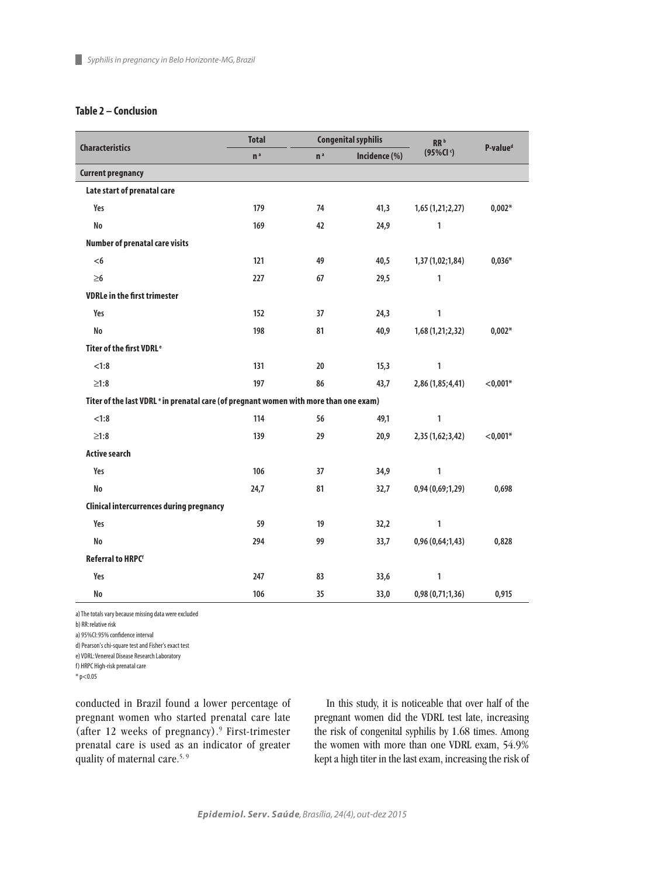**Table 2 – Conclusion**

| Characteristics | Total | Congenital syphilis | | RR[b] (95%CI[c]) | P-value[d] |
|---|---|---|---|---|---|
| | n[a] | n[a] | Incidence (%) | | |
| **Current pregnancy** | | | | | |
| **Late start of prenatal care** | | | | | |
| Yes | 179 | 74 | 41,3 | 1,65 (1,21;2,27) | 0,002* |
| No | 169 | 42 | 24,9 | 1 | |
| **Number of prenatal care visits** | | | | | |
| <6 | 121 | 49 | 40,5 | 1,37 (1,02;1,84) | 0,036* |
| ≥6 | 227 | 67 | 29,5 | 1 | |
| **VDRLe in the first trimester** | | | | | |
| Yes | 152 | 37 | 24,3 | 1 | |
| No | 198 | 81 | 40,9 | 1,68 (1,21;2,32) | 0,002* |
| **Titer of the first VDRL[e]** | | | | | |
| <1:8 | 131 | 20 | 15,3 | 1 | |
| ≥1:8 | 197 | 86 | 43,7 | 2,86 (1,85;4,41) | <0,001* |
| **Titer of the last VDRL[e] in prenatal care (of pregnant women with more than one exam)** | | | | | |
| <1:8 | 114 | 56 | 49,1 | 1 | |
| ≥1:8 | 139 | 29 | 20,9 | 2,35 (1,62;3,42) | <0,001* |
| **Active search** | | | | | |
| Yes | 106 | 37 | 34,9 | 1 | |
| No | 24,7 | 81 | 32,7 | 0,94 (0,69;1,29) | 0,698 |
| **Clinical intercurrences during pregnancy** | | | | | |
| Yes | 59 | 19 | 32,2 | 1 | |
| No | 294 | 99 | 33,7 | 0,96 (0,64;1,43) | 0,828 |
| **Referral to HRPC[f]** | | | | | |
| Yes | 247 | 83 | 33,6 | 1 | |
| No | 106 | 35 | 33,0 | 0,98 (0,71;1,36) | 0,915 |

a) The totals vary because missing data were excluded
b) RR: relative risk
a) 95%CI: 95% confidence interval
d) Pearson's chi-square test and Fisher's exact test
e) VDRL: Venereal Disease Research Laboratory
f) HRPC High-risk prenatal care
* $p<0.05$

conducted in Brazil found a lower percentage of pregnant women who started prenatal care late (after 12 weeks of pregnancy).[9] First-trimester prenatal care is used as an indicator of greater quality of maternal care.[5, 9]

In this study, it is noticeable that over half of the pregnant women did the VDRL test late, increasing the risk of congenital syphilis by 1.68 times. Among the women with more than one VDRL exam, 54.9% kept a high titer in the last exam, increasing the risk of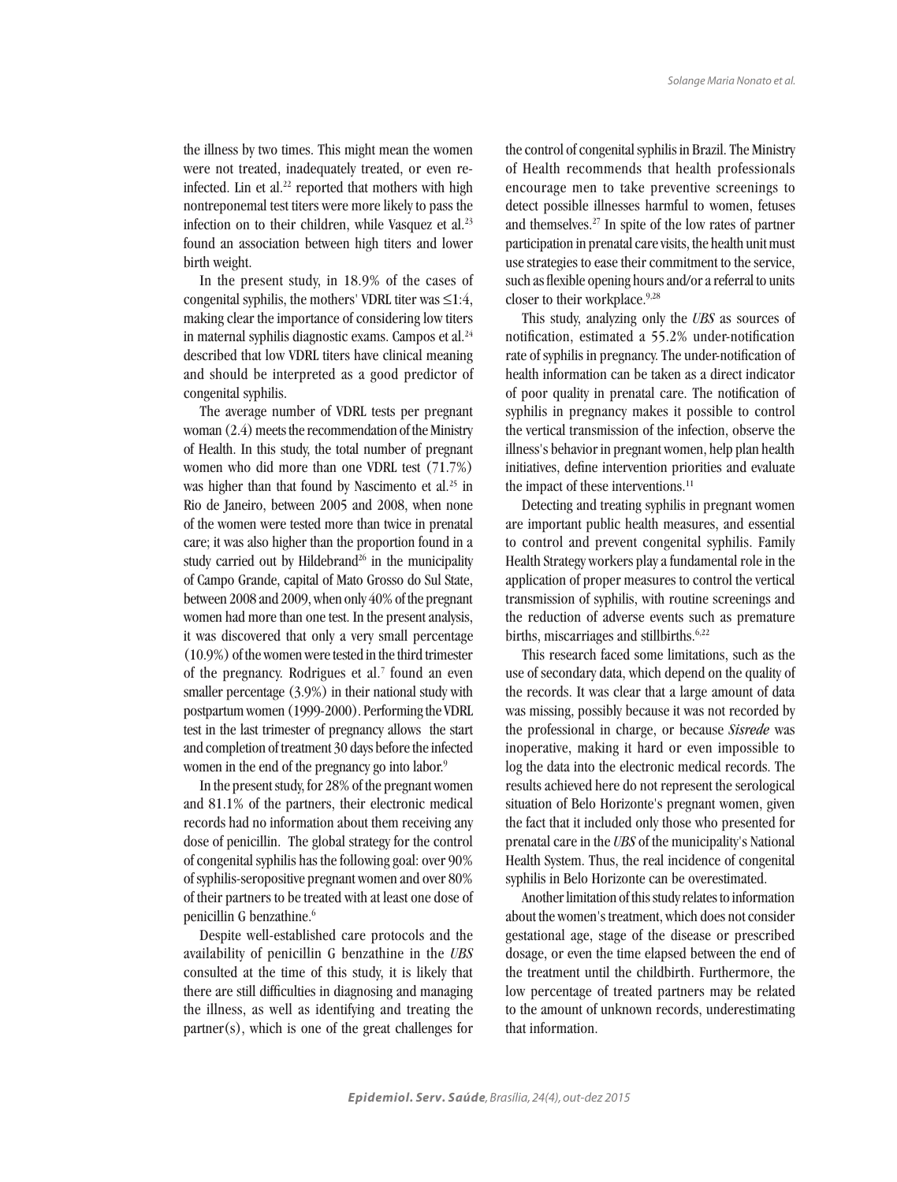the illness by two times. This might mean the women were not treated, inadequately treated, or even re-infected. Lin et al.[22] reported that mothers with high nontreponemal test titers were more likely to pass the infection on to their children, while Vasquez et al.[23] found an association between high titers and lower birth weight.

In the present study, in 18.9% of the cases of congenital syphilis, the mothers' VDRL titer was ≤1:4, making clear the importance of considering low titers in maternal syphilis diagnostic exams. Campos et al.[24] described that low VDRL titers have clinical meaning and should be interpreted as a good predictor of congenital syphilis.

The average number of VDRL tests per pregnant woman (2.4) meets the recommendation of the Ministry of Health. In this study, the total number of pregnant women who did more than one VDRL test (71.7%) was higher than that found by Nascimento et al.[25] in Rio de Janeiro, between 2005 and 2008, when none of the women were tested more than twice in prenatal care; it was also higher than the proportion found in a study carried out by Hildebrand[26] in the municipality of Campo Grande, capital of Mato Grosso do Sul State, between 2008 and 2009, when only 40% of the pregnant women had more than one test. In the present analysis, it was discovered that only a very small percentage (10.9%) of the women were tested in the third trimester of the pregnancy. Rodrigues et al.[7] found an even smaller percentage (3.9%) in their national study with postpartum women (1999-2000). Performing the VDRL test in the last trimester of pregnancy allows the start and completion of treatment 30 days before the infected women in the end of the pregnancy go into labor.[9]

In the present study, for 28% of the pregnant women and 81.1% of the partners, their electronic medical records had no information about them receiving any dose of penicillin. The global strategy for the control of congenital syphilis has the following goal: over 90% of syphilis-seropositive pregnant women and over 80% of their partners to be treated with at least one dose of penicillin G benzathine.[6]

Despite well-established care protocols and the availability of penicillin G benzathine in the *UBS* consulted at the time of this study, it is likely that there are still difficulties in diagnosing and managing the illness, as well as identifying and treating the partner(s), which is one of the great challenges for the control of congenital syphilis in Brazil. The Ministry of Health recommends that health professionals encourage men to take preventive screenings to detect possible illnesses harmful to women, fetuses and themselves.[27] In spite of the low rates of partner participation in prenatal care visits, the health unit must use strategies to ease their commitment to the service, such as flexible opening hours and/or a referral to units closer to their workplace.[9,28]

This study, analyzing only the *UBS* as sources of notification, estimated a 55.2% under-notification rate of syphilis in pregnancy. The under-notification of health information can be taken as a direct indicator of poor quality in prenatal care. The notification of syphilis in pregnancy makes it possible to control the vertical transmission of the infection, observe the illness's behavior in pregnant women, help plan health initiatives, define intervention priorities and evaluate the impact of these interventions.[11]

Detecting and treating syphilis in pregnant women are important public health measures, and essential to control and prevent congenital syphilis. Family Health Strategy workers play a fundamental role in the application of proper measures to control the vertical transmission of syphilis, with routine screenings and the reduction of adverse events such as premature births, miscarriages and stillbirths.[6,22]

This research faced some limitations, such as the use of secondary data, which depend on the quality of the records. It was clear that a large amount of data was missing, possibly because it was not recorded by the professional in charge, or because *Sisrede* was inoperative, making it hard or even impossible to log the data into the electronic medical records. The results achieved here do not represent the serological situation of Belo Horizonte's pregnant women, given the fact that it included only those who presented for prenatal care in the *UBS* of the municipality's National Health System. Thus, the real incidence of congenital syphilis in Belo Horizonte can be overestimated.

Another limitation of this study relates to information about the women's treatment, which does not consider gestational age, stage of the disease or prescribed dosage, or even the time elapsed between the end of the treatment until the childbirth. Furthermore, the low percentage of treated partners may be related to the amount of unknown records, underestimating that information.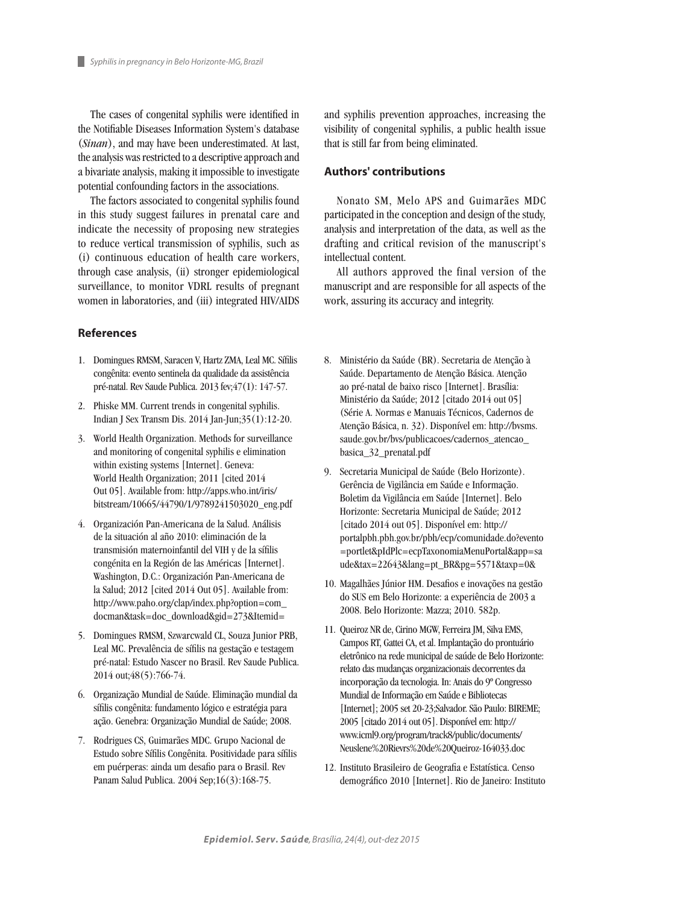The cases of congenital syphilis were identified in the Notifiable Diseases Information System's database (*Sinan*), and may have been underestimated. At last, the analysis was restricted to a descriptive approach and a bivariate analysis, making it impossible to investigate potential confounding factors in the associations.

The factors associated to congenital syphilis found in this study suggest failures in prenatal care and indicate the necessity of proposing new strategies to reduce vertical transmission of syphilis, such as (i) continuous education of health care workers, through case analysis, (ii) stronger epidemiological surveillance, to monitor VDRL results of pregnant women in laboratories, and (iii) integrated HIV/AIDS and syphilis prevention approaches, increasing the visibility of congenital syphilis, a public health issue that is still far from being eliminated.

## Authors' contributions

Nonato SM, Melo APS and Guimarães MDC participated in the conception and design of the study, analysis and interpretation of the data, as well as the drafting and critical revision of the manuscript's intellectual content.

All authors approved the final version of the manuscript and are responsible for all aspects of the work, assuring its accuracy and integrity.

## References

1. Domingues RMSM, Saracen V, Hartz ZMA, Leal MC. Sífilis congênita: evento sentinela da qualidade da assistência pré-natal. Rev Saude Publica. 2013 fev;47(1): 147-57.
2. Phiske MM. Current trends in congenital syphilis. Indian J Sex Transm Dis. 2014 Jan-Jun;35(1):12-20.
3. World Health Organization. Methods for surveillance and monitoring of congenital syphilis e elimination within existing systems [Internet]. Geneva: World Health Organization; 2011 [cited 2014 Out 05]. Available from: http://apps.who.int/iris/bitstream/10665/44790/1/9789241503020_eng.pdf
4. Organización Pan-Americana de la Salud. Análisis de la situación al año 2010: eliminación de la transmisión maternoinfantil del VIH y de la sífilis congénita en la Región de las Américas [Internet]. Washington, D.C.: Organización Pan-Americana de la Salud; 2012 [cited 2014 Out 05]. Available from: http://www.paho.org/clap/index.php?option=com_docman&task=doc_download&gid=273&Itemid=
5. Domingues RMSM, Szwarcwald CL, Souza Junior PRB, Leal MC. Prevalência de sífilis na gestação e testagem pré-natal: Estudo Nascer no Brasil. Rev Saude Publica. 2014 out;48(5):766-74.
6. Organização Mundial de Saúde. Eliminação mundial da sífilis congênita: fundamento lógico e estratégia para ação. Genebra: Organização Mundial de Saúde; 2008.
7. Rodrigues CS, Guimarães MDC. Grupo Nacional de Estudo sobre Sífilis Congênita. Positividade para sífilis em puérperas: ainda um desafio para o Brasil. Rev Panam Salud Publica. 2004 Sep;16(3):168-75.
8. Ministério da Saúde (BR). Secretaria de Atenção à Saúde. Departamento de Atenção Básica. Atenção ao pré-natal de baixo risco [Internet]. Brasília: Ministério da Saúde; 2012 [citado 2014 out 05] (Série A. Normas e Manuais Técnicos, Cadernos de Atenção Básica, n. 32). Disponível em: http://bvsms.saude.gov.br/bvs/publicacoes/cadernos_atencao_basica_32_prenatal.pdf
9. Secretaria Municipal de Saúde (Belo Horizonte). Gerência de Vigilância em Saúde e Informação. Boletim da Vigilância em Saúde [Internet]. Belo Horizonte: Secretaria Municipal de Saúde; 2012 [citado 2014 out 05]. Disponível em: http://portalpbh.pbh.gov.br/pbh/ecp/comunidade.do?evento=portlet&pIdPlc=ecpTaxonomiaMenuPortal&app=saude&tax=22643&lang=pt_BR&pg=5571&taxp=0&
10. Magalhães Júnior HM. Desafios e inovações na gestão do SUS em Belo Horizonte: a experiência de 2003 a 2008. Belo Horizonte: Mazza; 2010. 582p.
11. Queiroz NR de, Cirino MGW, Ferreira JM, Silva EMS, Campos RT, Gattei CA, et al. Implantação do prontuário eletrônico na rede municipal de saúde de Belo Horizonte: relato das mudanças organizacionais decorrentes da incorporação da tecnologia. In: Anais do 9º Congresso Mundial de Informação em Saúde e Bibliotecas [Internet]; 2005 set 20-23;Salvador. São Paulo: BIREME; 2005 [citado 2014 out 05]. Disponível em: http://www.icml9.org/program/track8/public/documents/Neuslene%20Rievrs%20de%20Queiroz-164033.doc
12. Instituto Brasileiro de Geografia e Estatística. Censo demográfico 2010 [Internet]. Rio de Janeiro: Instituto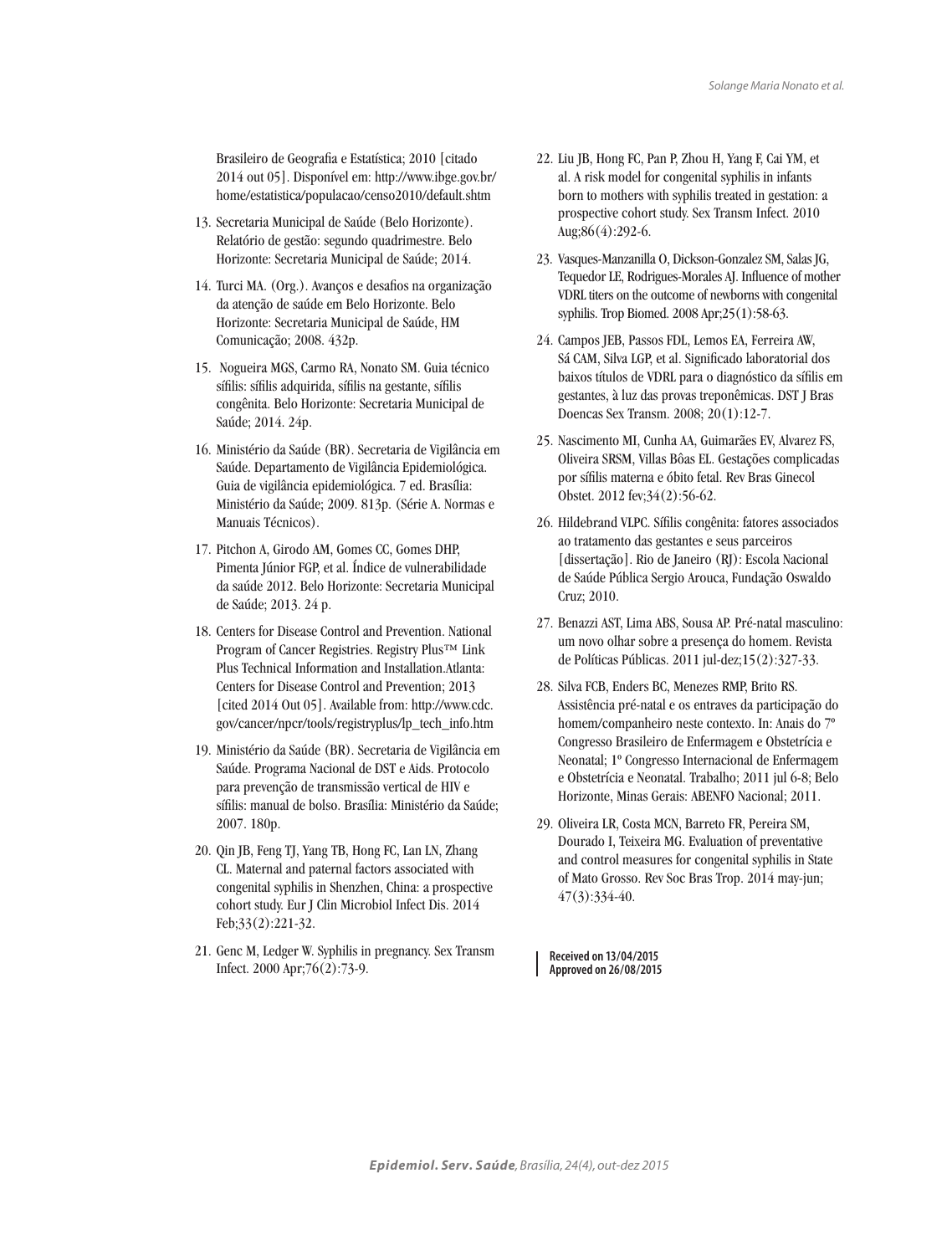Brasileiro de Geografia e Estatística; 2010 [citado 2014 out 05]. Disponível em: http://www.ibge.gov.br/home/estatistica/populacao/censo2010/default.shtm

13. Secretaria Municipal de Saúde (Belo Horizonte). Relatório de gestão: segundo quadrimestre. Belo Horizonte: Secretaria Municipal de Saúde; 2014.

14. Turci MA. (Org.). Avanços e desafios na organização da atenção de saúde em Belo Horizonte. Belo Horizonte: Secretaria Municipal de Saúde, HM Comunicação; 2008. 432p.

15. Nogueira MGS, Carmo RA, Nonato SM. Guia técnico sífilis: sífilis adquirida, sífilis na gestante, sífilis congênita. Belo Horizonte: Secretaria Municipal de Saúde; 2014. 24p.

16. Ministério da Saúde (BR). Secretaria de Vigilância em Saúde. Departamento de Vigilância Epidemiológica. Guia de vigilância epidemiológica. 7 ed. Brasília: Ministério da Saúde; 2009. 813p. (Série A. Normas e Manuais Técnicos).

17. Pitchon A, Girodo AM, Gomes CC, Gomes DHP, Pimenta Júnior FGP, et al. Índice de vulnerabilidade da saúde 2012. Belo Horizonte: Secretaria Municipal de Saúde; 2013. 24 p.

18. Centers for Disease Control and Prevention. National Program of Cancer Registries. Registry Plus™ Link Plus Technical Information and Installation.Atlanta: Centers for Disease Control and Prevention; 2013 [cited 2014 Out 05]. Available from: http://www.cdc.gov/cancer/npcr/tools/registryplus/lp_tech_info.htm

19. Ministério da Saúde (BR). Secretaria de Vigilância em Saúde. Programa Nacional de DST e Aids. Protocolo para prevenção de transmissão vertical de HIV e sífilis: manual de bolso. Brasília: Ministério da Saúde; 2007. 180p.

20. Qin JB, Feng TJ, Yang TB, Hong FC, Lan LN, Zhang CL. Maternal and paternal factors associated with congenital syphilis in Shenzhen, China: a prospective cohort study. Eur J Clin Microbiol Infect Dis. 2014 Feb;33(2):221-32.

21. Genc M, Ledger W. Syphilis in pregnancy. Sex Transm Infect. 2000 Apr;76(2):73-9.

22. Liu JB, Hong FC, Pan P, Zhou H, Yang F, Cai YM, et al. A risk model for congenital syphilis in infants born to mothers with syphilis treated in gestation: a prospective cohort study. Sex Transm Infect. 2010 Aug;86(4):292-6.

23. Vasques-Manzanilla O, Dickson-Gonzalez SM, Salas JG, Tequedor LE, Rodrigues-Morales AJ. Influence of mother VDRL titers on the outcome of newborns with congenital syphilis. Trop Biomed. 2008 Apr;25(1):58-63.

24. Campos JEB, Passos FDL, Lemos EA, Ferreira AW, Sá CAM, Silva LGP, et al. Significado laboratorial dos baixos títulos de VDRL para o diagnóstico da sífilis em gestantes, à luz das provas treponêmicas. DST J Bras Doencas Sex Transm. 2008; 20(1):12-7.

25. Nascimento MI, Cunha AA, Guimarães EV, Alvarez FS, Oliveira SRSM, Villas Bôas EL. Gestações complicadas por sífilis materna e óbito fetal. Rev Bras Ginecol Obstet. 2012 fev;34(2):56-62.

26. Hildebrand VLPC. Sífilis congênita: fatores associados ao tratamento das gestantes e seus parceiros [dissertação]. Rio de Janeiro (RJ): Escola Nacional de Saúde Pública Sergio Arouca, Fundação Oswaldo Cruz; 2010.

27. Benazzi AST, Lima ABS, Sousa AP. Pré-natal masculino: um novo olhar sobre a presença do homem. Revista de Políticas Públicas. 2011 jul-dez;15(2):327-33.

28. Silva FCB, Enders BC, Menezes RMP, Brito RS. Assistência pré-natal e os entraves da participação do homem/companheiro neste contexto. In: Anais do 7º Congresso Brasileiro de Enfermagem e Obstetrícia e Neonatal; 1º Congresso Internacional de Enfermagem e Obstetrícia e Neonatal. Trabalho; 2011 jul 6-8; Belo Horizonte, Minas Gerais: ABENFO Nacional; 2011.

29. Oliveira LR, Costa MCN, Barreto FR, Pereira SM, Dourado I, Teixeira MG. Evaluation of preventative and control measures for congenital syphilis in State of Mato Grosso. Rev Soc Bras Trop. 2014 may-jun; 47(3):334-40.

**Received on 13/04/2015**
**Approved on 26/08/2015**